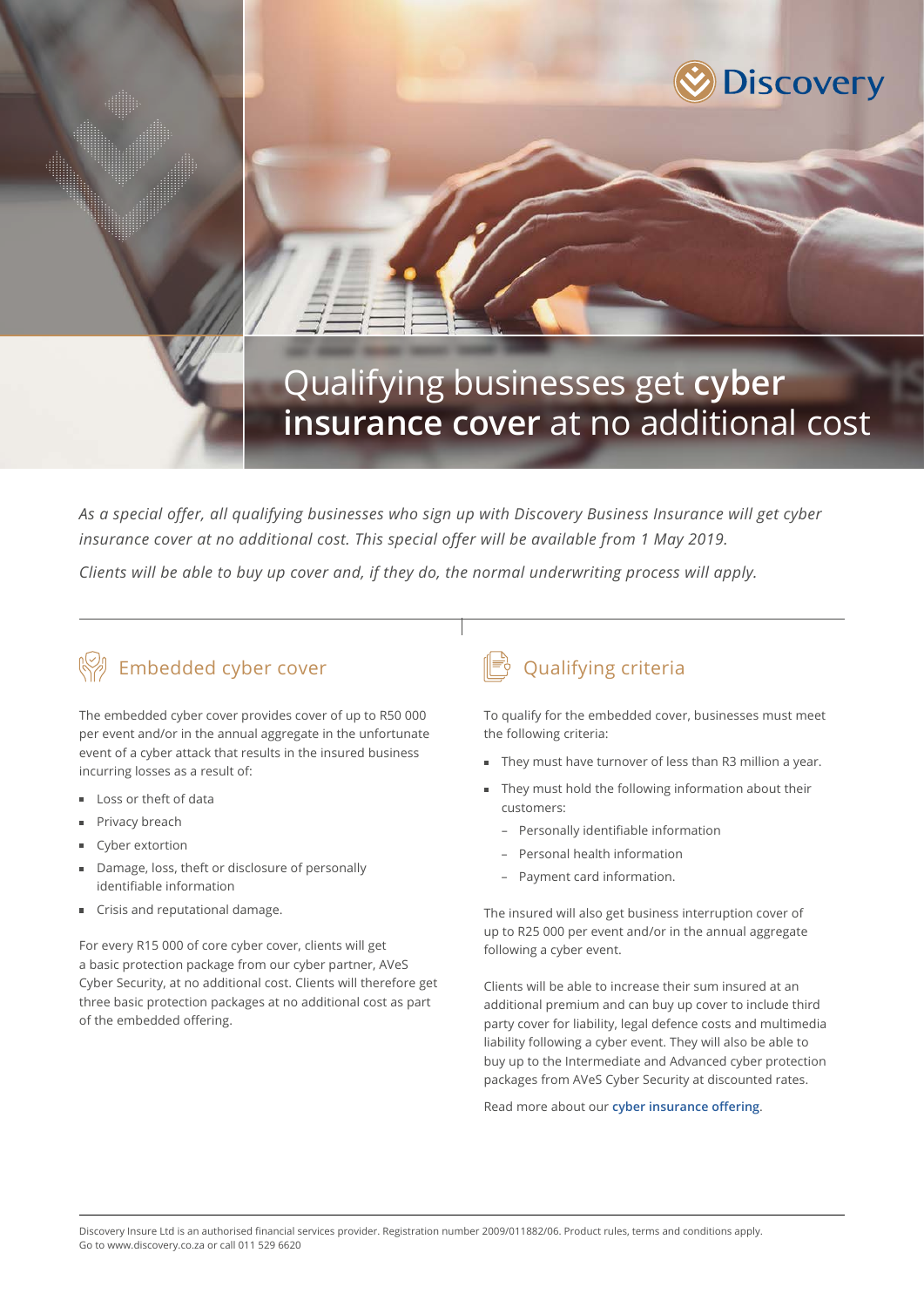Discovery

# Qualifying businesses get **cyber insurance cover** at no additional cost

*As a special offer, all qualifying businesses who sign up with Discovery Business Insurance will get cyber insurance cover at no additional cost. This special offer will be available from 1 May 2019.*

*Clients will be able to buy up cover and, if they do, the normal underwriting process will apply.*

## Embedded cyber cover

The embedded cyber cover provides cover of up to R50 000 per event and/or in the annual aggregate in the unfortunate event of a cyber attack that results in the insured business incurring losses as a result of:

- Loss or theft of data
- Privacy breach
- Cyber extortion
- Damage, loss, theft or disclosure of personally identifiable information
- Crisis and reputational damage.

For every R15 000 of core cyber cover, clients will get a basic protection package from our cyber partner, AVeS Cyber Security, at no additional cost. Clients will therefore get three basic protection packages at no additional cost as part of the embedded offering.

## Qualifying criteria

To qualify for the embedded cover, businesses must meet the following criteria:

- They must have turnover of less than R3 million a year.
- They must hold the following information about their customers:
  - Personally identifiable information
  - Personal health information
  - Payment card information.

The insured will also get business interruption cover of up to R25 000 per event and/or in the annual aggregate following a cyber event.

Clients will be able to increase their sum insured at an additional premium and can buy up cover to include third party cover for liability, legal defence costs and multimedia liability following a cyber event. They will also be able to buy up to the Intermediate and Advanced cyber protection packages from AVeS Cyber Security at discounted rates.

Read more about our **cyber insurance offering**.

Discovery Insure Ltd is an authorised financial services provider. Registration number 2009/011882/06. Product rules, terms and conditions apply. Go to www.discovery.co.za or call 011 529 6620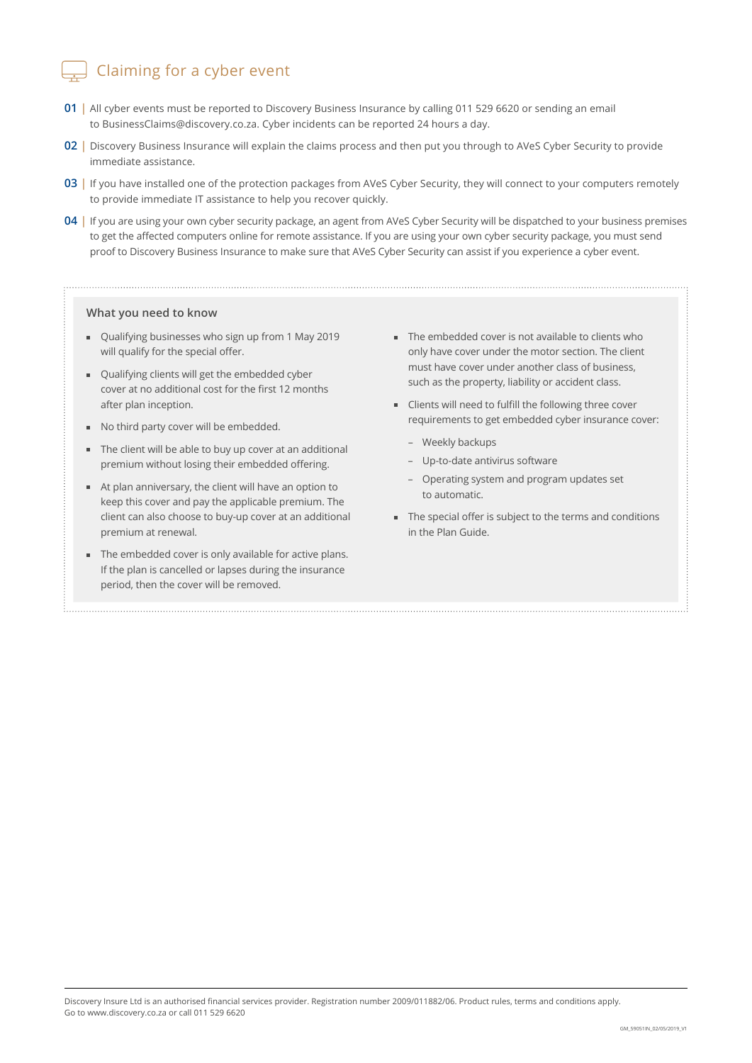## Claiming for a cyber event

**01** | All cyber events must be reported to Discovery Business Insurance by calling 011 529 6620 or sending an email to BusinessClaims@discovery.co.za. Cyber incidents can be reported 24 hours a day.

**02** | Discovery Business Insurance will explain the claims process and then put you through to AVeS Cyber Security to provide immediate assistance.

**03** | If you have installed one of the protection packages from AVeS Cyber Security, they will connect to your computers remotely to provide immediate IT assistance to help you recover quickly.

**04** | If you are using your own cyber security package, an agent from AVeS Cyber Security will be dispatched to your business premises to get the affected computers online for remote assistance. If you are using your own cyber security package, you must send proof to Discovery Business Insurance to make sure that AVeS Cyber Security can assist if you experience a cyber event.

### What you need to know

- Qualifying businesses who sign up from 1 May 2019 will qualify for the special offer.
- Qualifying clients will get the embedded cyber cover at no additional cost for the first 12 months after plan inception.
- No third party cover will be embedded.
- The client will be able to buy up cover at an additional premium without losing their embedded offering.
- At plan anniversary, the client will have an option to keep this cover and pay the applicable premium. The client can also choose to buy-up cover at an additional premium at renewal.
- The embedded cover is only available for active plans. If the plan is cancelled or lapses during the insurance period, then the cover will be removed.
- The embedded cover is not available to clients who only have cover under the motor section. The client must have cover under another class of business, such as the property, liability or accident class.
- Clients will need to fulfill the following three cover requirements to get embedded cyber insurance cover:
  - Weekly backups
  - Up-to-date antivirus software
  - Operating system and program updates set to automatic.
- The special offer is subject to the terms and conditions in the Plan Guide.

Discovery Insure Ltd is an authorised financial services provider. Registration number 2009/011882/06. Product rules, terms and conditions apply. Go to www.discovery.co.za or call 011 529 6620

GM_59051IN_02/05/2019_V1